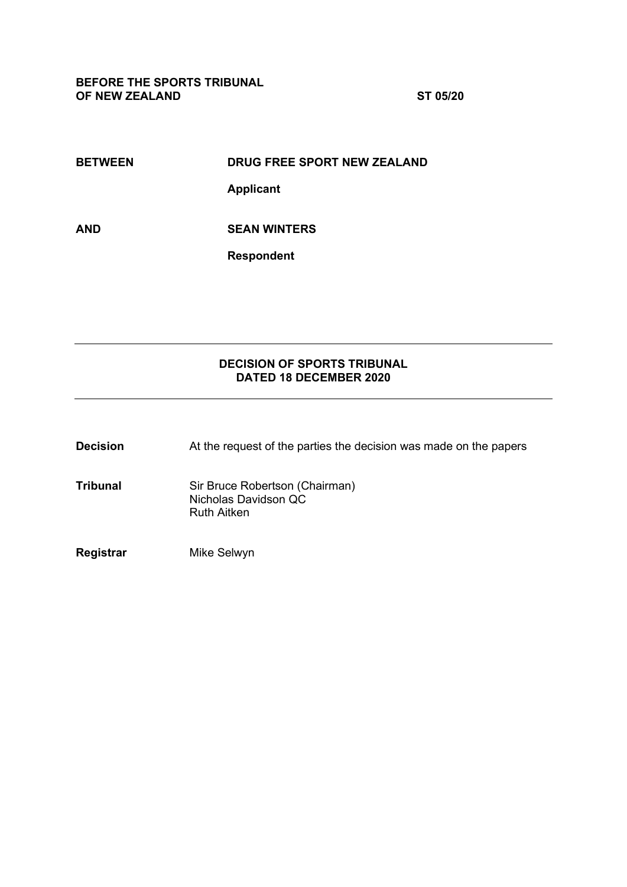**BEFORE THE SPORTS TRIBUNAL OF NEW ZEALAND** **ST 05/20**

**BETWEEN** **DRUG FREE SPORT NEW ZEALAND**

**Applicant**

**AND** **SEAN WINTERS**

**Respondent**

---

**DECISION OF SPORTS TRIBUNAL DATED 18 DECEMBER 2020**

---

**Decision** At the request of the parties the decision was made on the papers

**Tribunal** Sir Bruce Robertson (Chairman)
Nicholas Davidson QC
Ruth Aitken

**Registrar** Mike Selwyn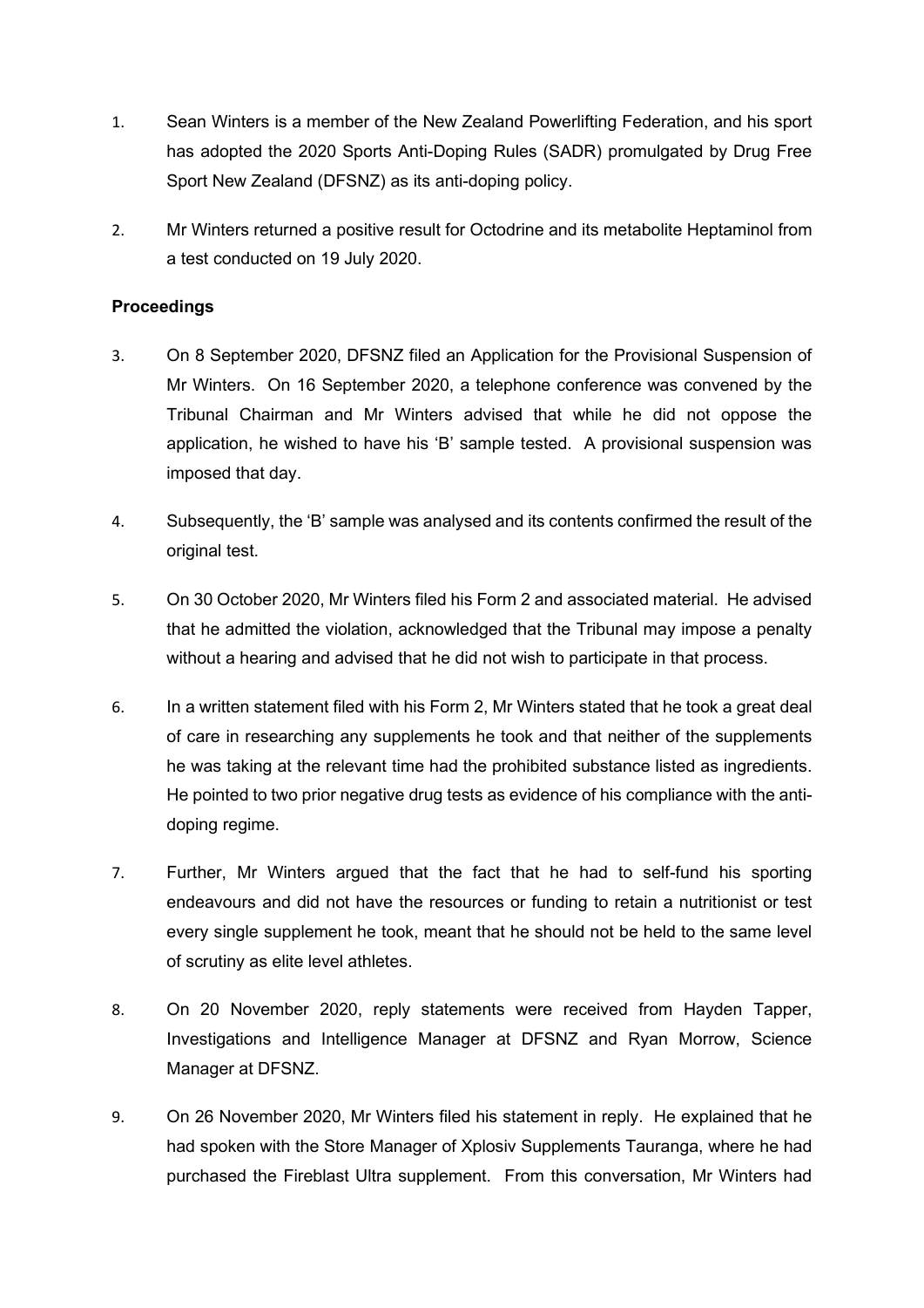1. Sean Winters is a member of the New Zealand Powerlifting Federation, and his sport has adopted the 2020 Sports Anti-Doping Rules (SADR) promulgated by Drug Free Sport New Zealand (DFSNZ) as its anti-doping policy.

2. Mr Winters returned a positive result for Octodrine and its metabolite Heptaminol from a test conducted on 19 July 2020.

**Proceedings**

3. On 8 September 2020, DFSNZ filed an Application for the Provisional Suspension of Mr Winters. On 16 September 2020, a telephone conference was convened by the Tribunal Chairman and Mr Winters advised that while he did not oppose the application, he wished to have his 'B' sample tested. A provisional suspension was imposed that day.

4. Subsequently, the 'B' sample was analysed and its contents confirmed the result of the original test.

5. On 30 October 2020, Mr Winters filed his Form 2 and associated material. He advised that he admitted the violation, acknowledged that the Tribunal may impose a penalty without a hearing and advised that he did not wish to participate in that process.

6. In a written statement filed with his Form 2, Mr Winters stated that he took a great deal of care in researching any supplements he took and that neither of the supplements he was taking at the relevant time had the prohibited substance listed as ingredients. He pointed to two prior negative drug tests as evidence of his compliance with the anti-doping regime.

7. Further, Mr Winters argued that the fact that he had to self-fund his sporting endeavours and did not have the resources or funding to retain a nutritionist or test every single supplement he took, meant that he should not be held to the same level of scrutiny as elite level athletes.

8. On 20 November 2020, reply statements were received from Hayden Tapper, Investigations and Intelligence Manager at DFSNZ and Ryan Morrow, Science Manager at DFSNZ.

9. On 26 November 2020, Mr Winters filed his statement in reply. He explained that he had spoken with the Store Manager of Xplosiv Supplements Tauranga, where he had purchased the Fireblast Ultra supplement. From this conversation, Mr Winters had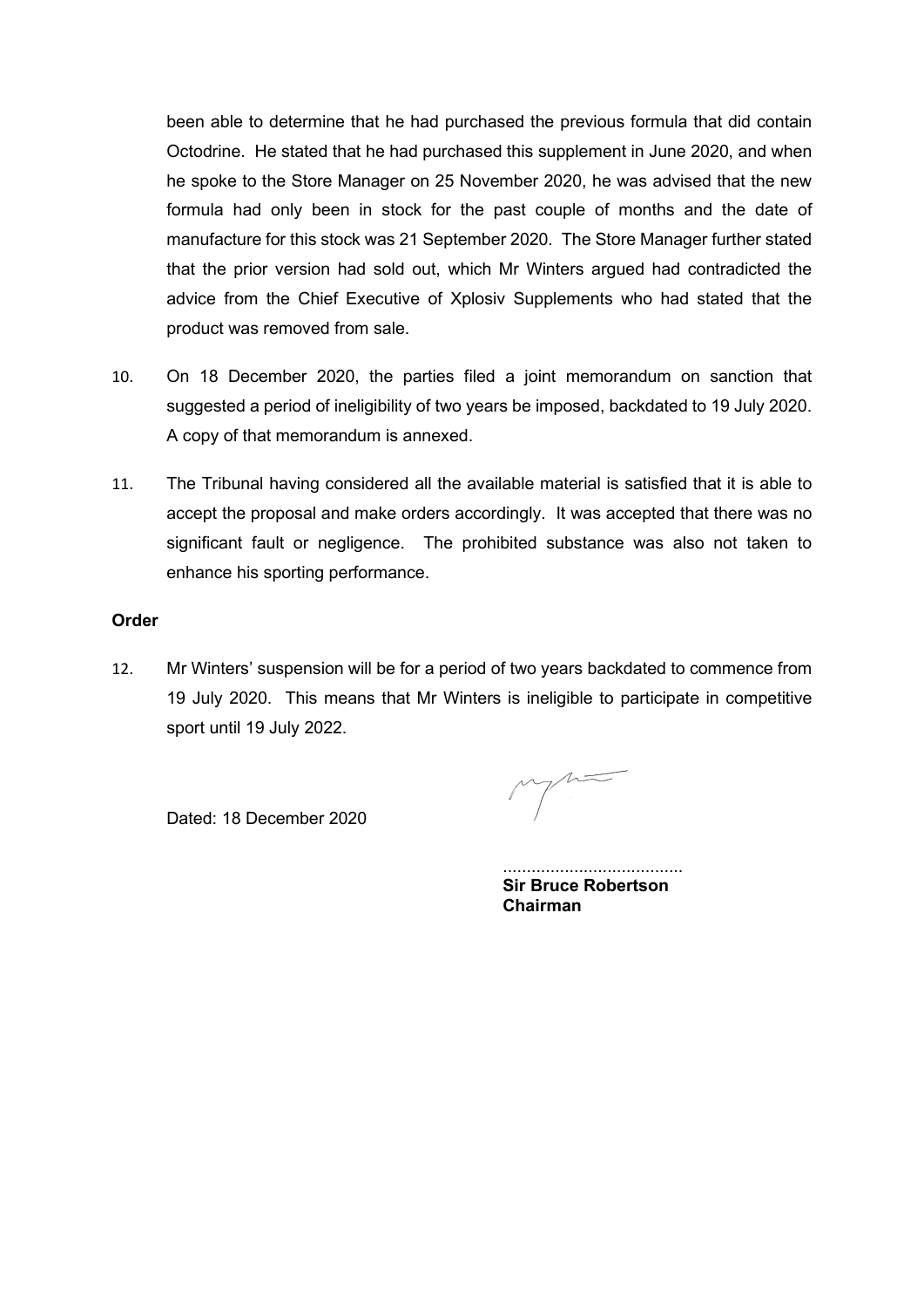been able to determine that he had purchased the previous formula that did contain Octodrine. He stated that he had purchased this supplement in June 2020, and when he spoke to the Store Manager on 25 November 2020, he was advised that the new formula had only been in stock for the past couple of months and the date of manufacture for this stock was 21 September 2020. The Store Manager further stated that the prior version had sold out, which Mr Winters argued had contradicted the advice from the Chief Executive of Xplosiv Supplements who had stated that the product was removed from sale.

10. On 18 December 2020, the parties filed a joint memorandum on sanction that suggested a period of ineligibility of two years be imposed, backdated to 19 July 2020. A copy of that memorandum is annexed.

11. The Tribunal having considered all the available material is satisfied that it is able to accept the proposal and make orders accordingly. It was accepted that there was no significant fault or negligence. The prohibited substance was also not taken to enhance his sporting performance.

**Order**

12. Mr Winters' suspension will be for a period of two years backdated to commence from 19 July 2020. This means that Mr Winters is ineligible to participate in competitive sport until 19 July 2022.

Dated: 18 December 2020

.....................................
**Sir Bruce Robertson**
**Chairman**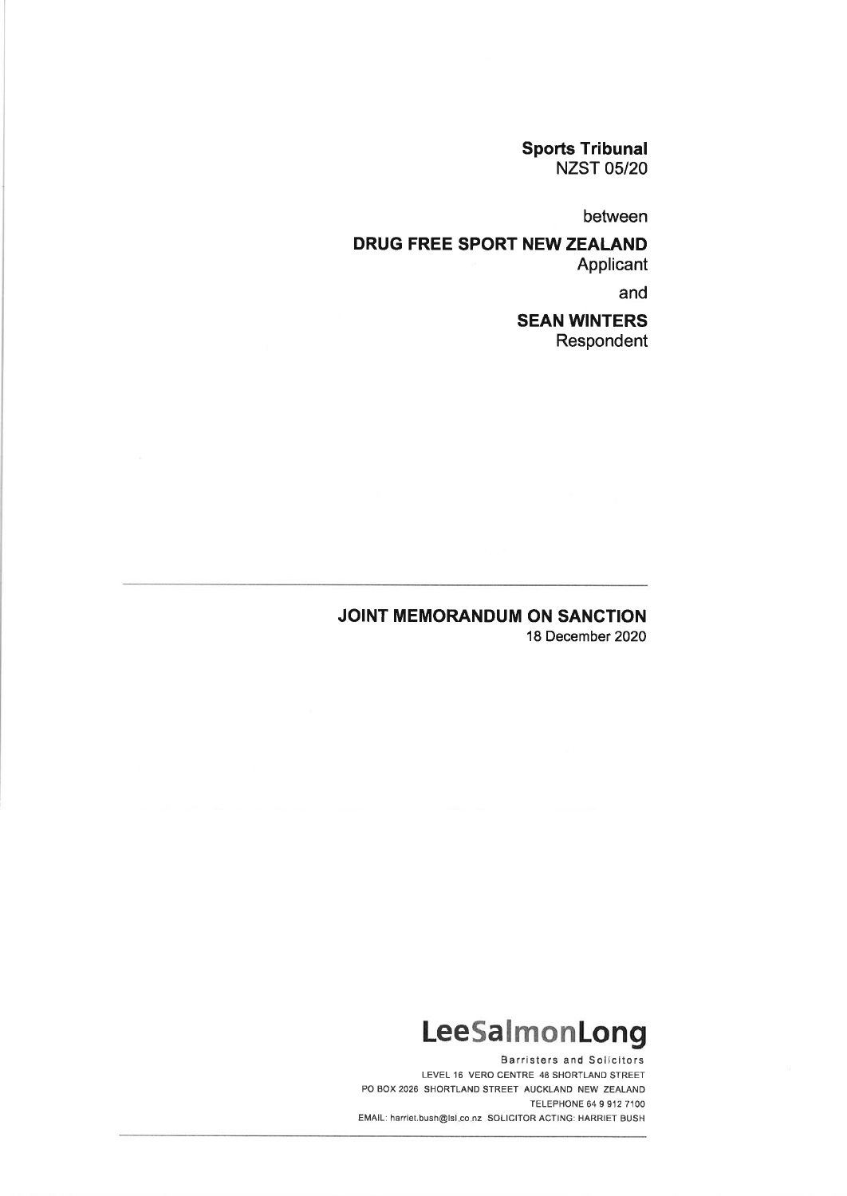**Sports Tribunal**
NZST 05/20

between

**DRUG FREE SPORT NEW ZEALAND**
Applicant

and

**SEAN WINTERS**
Respondent

---

# JOINT MEMORANDUM ON SANCTION

18 December 2020

**LeeSalmonLong**

Barristers and Solicitors
LEVEL 16 VERO CENTRE 48 SHORTLAND STREET
PO BOX 2026 SHORTLAND STREET AUCKLAND NEW ZEALAND
TELEPHONE 64 9 912 7100
EMAIL: harriet.bush@lsl.co.nz SOLICITOR ACTING: HARRIET BUSH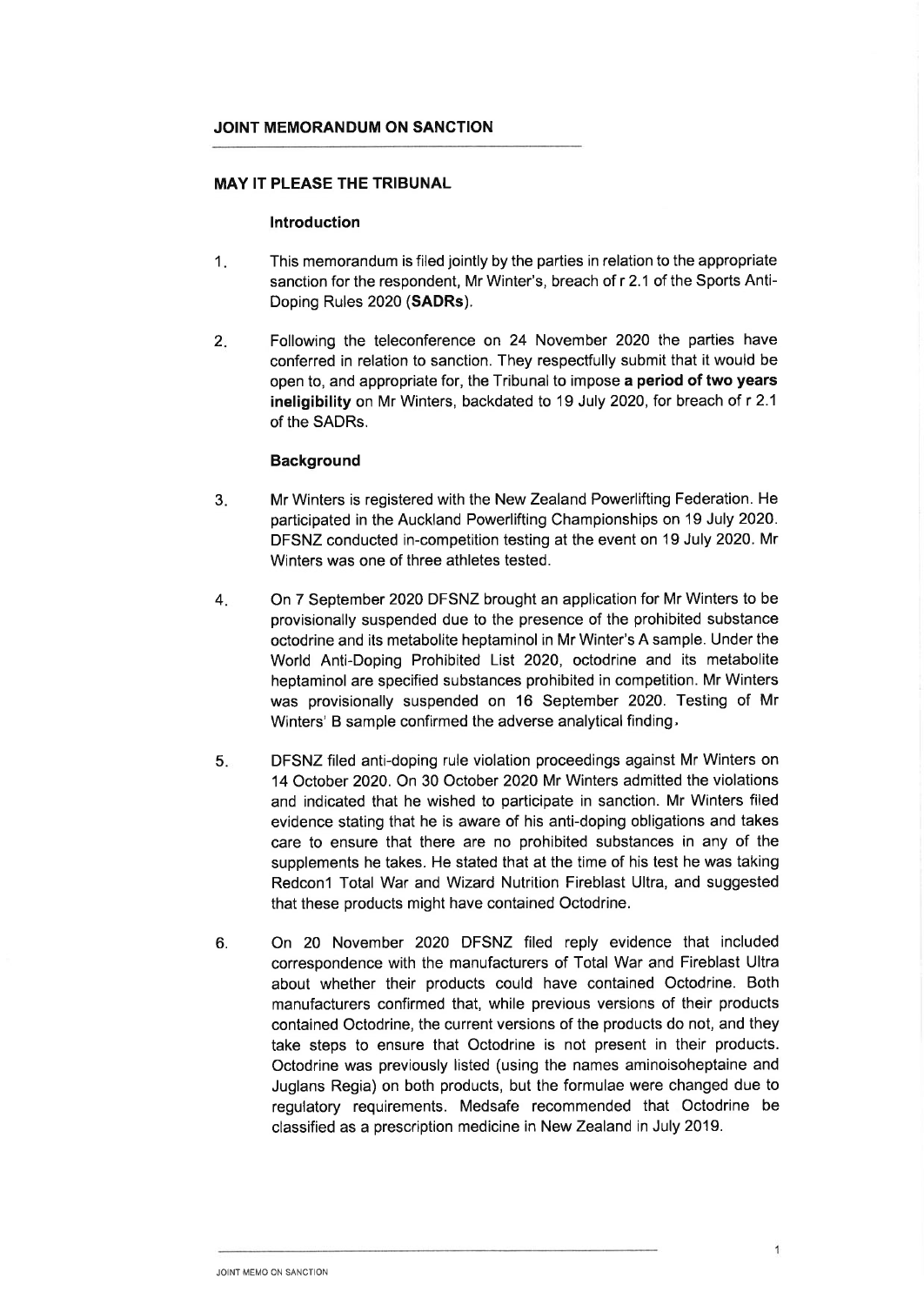## JOINT MEMORANDUM ON SANCTION

### MAY IT PLEASE THE TRIBUNAL

#### Introduction

1. This memorandum is filed jointly by the parties in relation to the appropriate sanction for the respondent, Mr Winter's, breach of r 2.1 of the Sports Anti-Doping Rules 2020 (**SADRs**).

2. Following the teleconference on 24 November 2020 the parties have conferred in relation to sanction. They respectfully submit that it would be open to, and appropriate for, the Tribunal to impose **a period of two years ineligibility** on Mr Winters, backdated to 19 July 2020, for breach of r 2.1 of the SADRs.

#### Background

3. Mr Winters is registered with the New Zealand Powerlifting Federation. He participated in the Auckland Powerlifting Championships on 19 July 2020. DFSNZ conducted in-competition testing at the event on 19 July 2020. Mr Winters was one of three athletes tested.

4. On 7 September 2020 DFSNZ brought an application for Mr Winters to be provisionally suspended due to the presence of the prohibited substance octodrine and its metabolite heptaminol in Mr Winter's A sample. Under the World Anti-Doping Prohibited List 2020, octodrine and its metabolite heptaminol are specified substances prohibited in competition. Mr Winters was provisionally suspended on 16 September 2020. Testing of Mr Winters' B sample confirmed the adverse analytical finding.

5. DFSNZ filed anti-doping rule violation proceedings against Mr Winters on 14 October 2020. On 30 October 2020 Mr Winters admitted the violations and indicated that he wished to participate in sanction. Mr Winters filed evidence stating that he is aware of his anti-doping obligations and takes care to ensure that there are no prohibited substances in any of the supplements he takes. He stated that at the time of his test he was taking Redcon1 Total War and Wizard Nutrition Fireblast Ultra, and suggested that these products might have contained Octodrine.

6. On 20 November 2020 DFSNZ filed reply evidence that included correspondence with the manufacturers of Total War and Fireblast Ultra about whether their products could have contained Octodrine. Both manufacturers confirmed that, while previous versions of their products contained Octodrine, the current versions of the products do not, and they take steps to ensure that Octodrine is not present in their products. Octodrine was previously listed (using the names aminoisoheptaine and Juglans Regia) on both products, but the formulae were changed due to regulatory requirements. Medsafe recommended that Octodrine be classified as a prescription medicine in New Zealand in July 2019.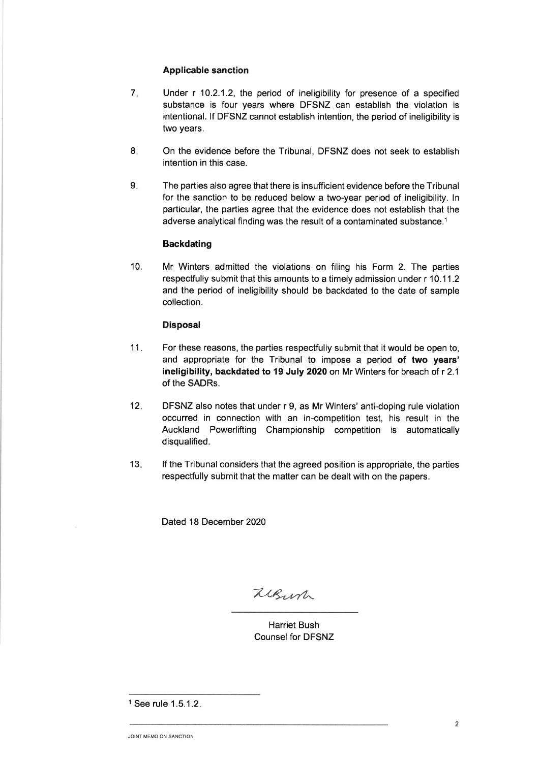### Applicable sanction

7. Under r 10.2.1.2, the period of ineligibility for presence of a specified substance is four years where DFSNZ can establish the violation is intentional. If DFSNZ cannot establish intention, the period of ineligibility is two years.

8. On the evidence before the Tribunal, DFSNZ does not seek to establish intention in this case.

9. The parties also agree that there is insufficient evidence before the Tribunal for the sanction to be reduced below a two-year period of ineligibility. In particular, the parties agree that the evidence does not establish that the adverse analytical finding was the result of a contaminated substance.[1]

### Backdating

10. Mr Winters admitted the violations on filing his Form 2. The parties respectfully submit that this amounts to a timely admission under r 10.11.2 and the period of ineligibility should be backdated to the date of sample collection.

### Disposal

11. For these reasons, the parties respectfully submit that it would be open to, and appropriate for the Tribunal to impose a period **of two years' ineligibility, backdated to 19 July 2020** on Mr Winters for breach of r 2.1 of the SADRs.

12. DFSNZ also notes that under r 9, as Mr Winters' anti-doping rule violation occurred in connection with an in-competition test, his result in the Auckland Powerlifting Championship competition is automatically disqualified.

13. If the Tribunal considers that the agreed position is appropriate, the parties respectfully submit that the matter can be dealt with on the papers.

Dated 18 December 2020

Harriet Bush
Counsel for DFSNZ

---

[1] See rule 1.5.1.2.

JOINT MEMO ON SANCTION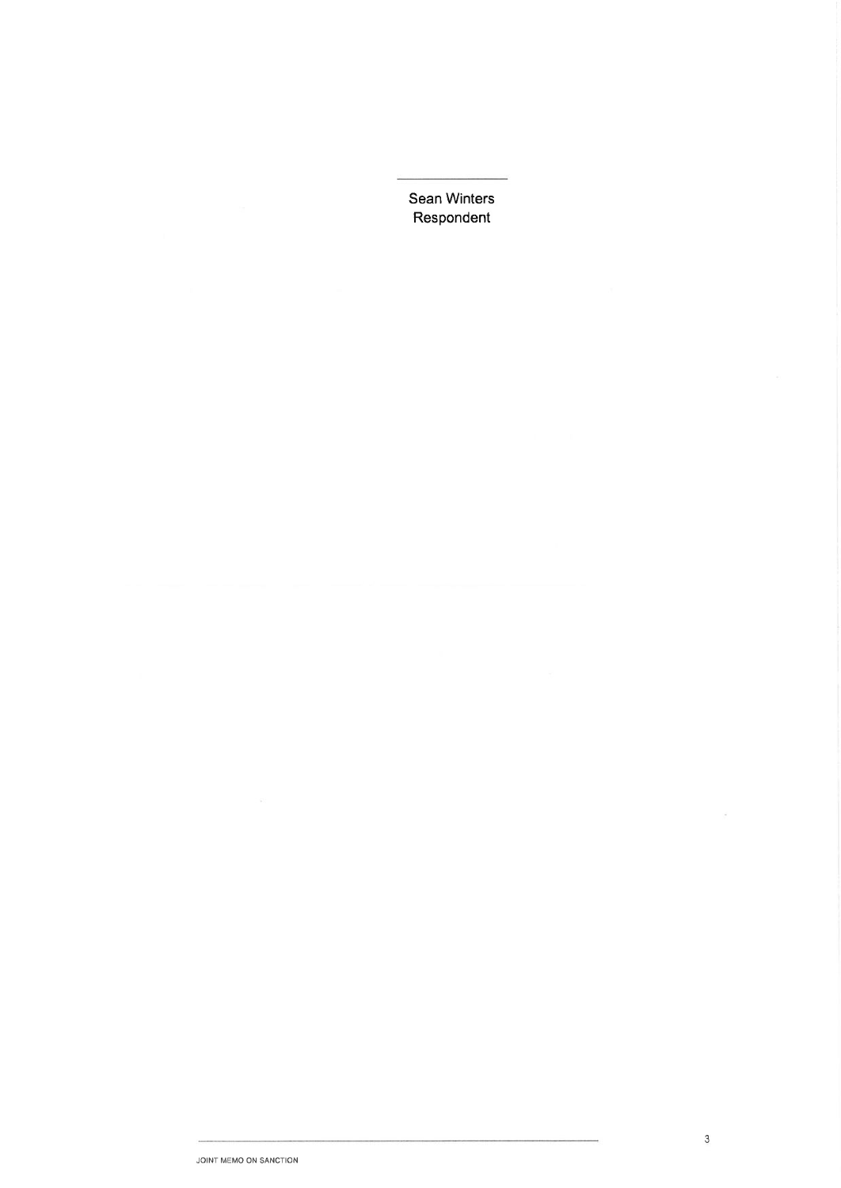\_\_\_\_\_\_\_\_\_\_\_\_\_\_\_\_\_\_

Sean Winters
Respondent